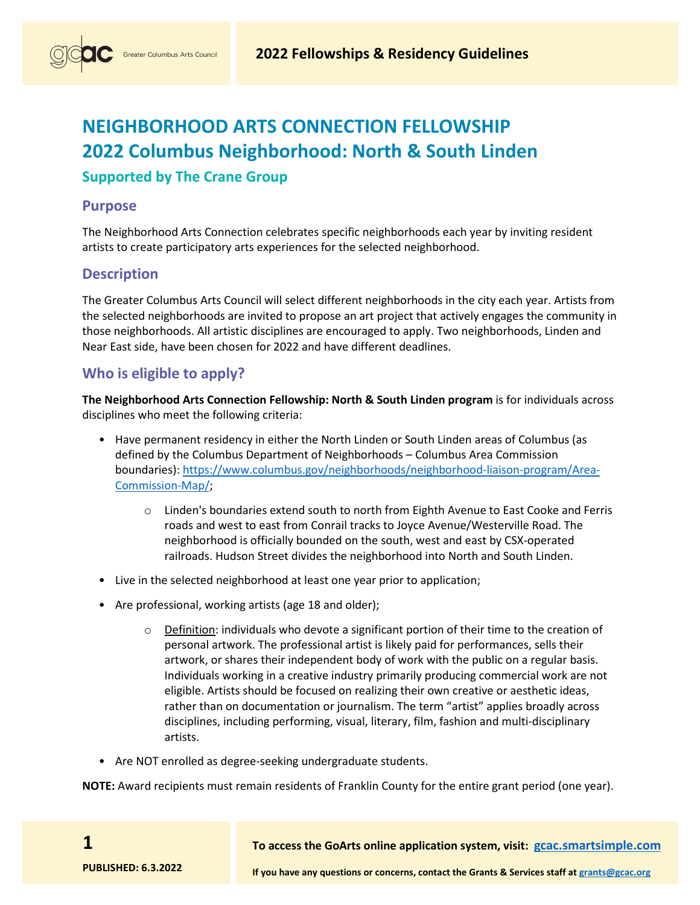# NEIGHBORHOOD ARTS CONNECTION FELLOWSHIP
# 2022 Columbus Neighborhood: North & South Linden

### Supported by The Crane Group

## Purpose

The Neighborhood Arts Connection celebrates specific neighborhoods each year by inviting resident artists to create participatory arts experiences for the selected neighborhood.

## Description

The Greater Columbus Arts Council will select different neighborhoods in the city each year. Artists from the selected neighborhoods are invited to propose an art project that actively engages the community in those neighborhoods. All artistic disciplines are encouraged to apply. Two neighborhoods, Linden and Near East side, have been chosen for 2022 and have different deadlines.

## Who is eligible to apply?

**The Neighborhood Arts Connection Fellowship: North & South Linden program** is for individuals across disciplines who meet the following criteria:

- Have permanent residency in either the North Linden or South Linden areas of Columbus (as defined by the Columbus Department of Neighborhoods – Columbus Area Commission boundaries): https://www.columbus.gov/neighborhoods/neighborhood-liaison-program/Area-Commission-Map/;
    - Linden's boundaries extend south to north from Eighth Avenue to East Cooke and Ferris roads and west to east from Conrail tracks to Joyce Avenue/Westerville Road. The neighborhood is officially bounded on the south, west and east by CSX-operated railroads. Hudson Street divides the neighborhood into North and South Linden.
- Live in the selected neighborhood at least one year prior to application;
- Are professional, working artists (age 18 and older);
    - Definition: individuals who devote a significant portion of their time to the creation of personal artwork. The professional artist is likely paid for performances, sells their artwork, or shares their independent body of work with the public on a regular basis. Individuals working in a creative industry primarily producing commercial work are not eligible. Artists should be focused on realizing their own creative or aesthetic ideas, rather than on documentation or journalism. The term "artist" applies broadly across disciplines, including performing, visual, literary, film, fashion and multi-disciplinary artists.
- Are NOT enrolled as degree-seeking undergraduate students.

**NOTE:** Award recipients must remain residents of Franklin County for the entire grant period (one year).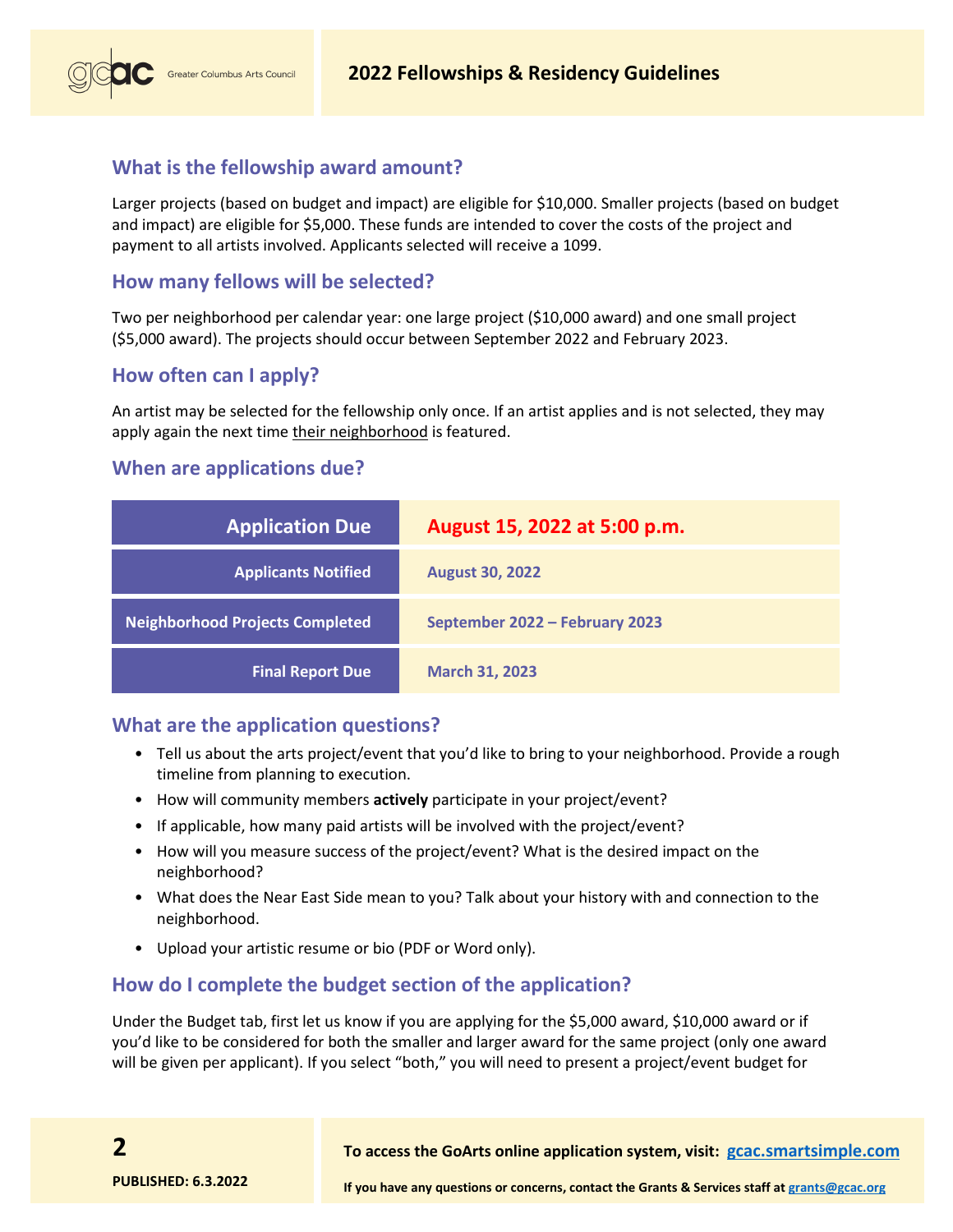### What is the fellowship award amount?

Larger projects (based on budget and impact) are eligible for $10,000. Smaller projects (based on budget and impact) are eligible for $5,000. These funds are intended to cover the costs of the project and payment to all artists involved. Applicants selected will receive a 1099.

### How many fellows will be selected?

Two per neighborhood per calendar year: one large project ($10,000 award) and one small project ($5,000 award). The projects should occur between September 2022 and February 2023.

### How often can I apply?

An artist may be selected for the fellowship only once. If an artist applies and is not selected, they may apply again the next time their neighborhood is featured.

### When are applications due?

| | |
|---|---|
| **Application Due** | **August 15, 2022 at 5:00 p.m.** |
| **Applicants Notified** | **August 30, 2022** |
| **Neighborhood Projects Completed** | **September 2022 – February 2023** |
| **Final Report Due** | **March 31, 2023** |

### What are the application questions?

- Tell us about the arts project/event that you'd like to bring to your neighborhood. Provide a rough timeline from planning to execution.
- How will community members **actively** participate in your project/event?
- If applicable, how many paid artists will be involved with the project/event?
- How will you measure success of the project/event? What is the desired impact on the neighborhood?
- What does the Near East Side mean to you? Talk about your history with and connection to the neighborhood.
- Upload your artistic resume or bio (PDF or Word only).

### How do I complete the budget section of the application?

Under the Budget tab, first let us know if you are applying for the $5,000 award, $10,000 award or if you'd like to be considered for both the smaller and larger award for the same project (only one award will be given per applicant). If you select "both," you will need to present a project/event budget for

**To access the GoArts online application system, visit: gcac.smartsimple.com**

**If you have any questions or concerns, contact the Grants & Services staff at grants@gcac.org**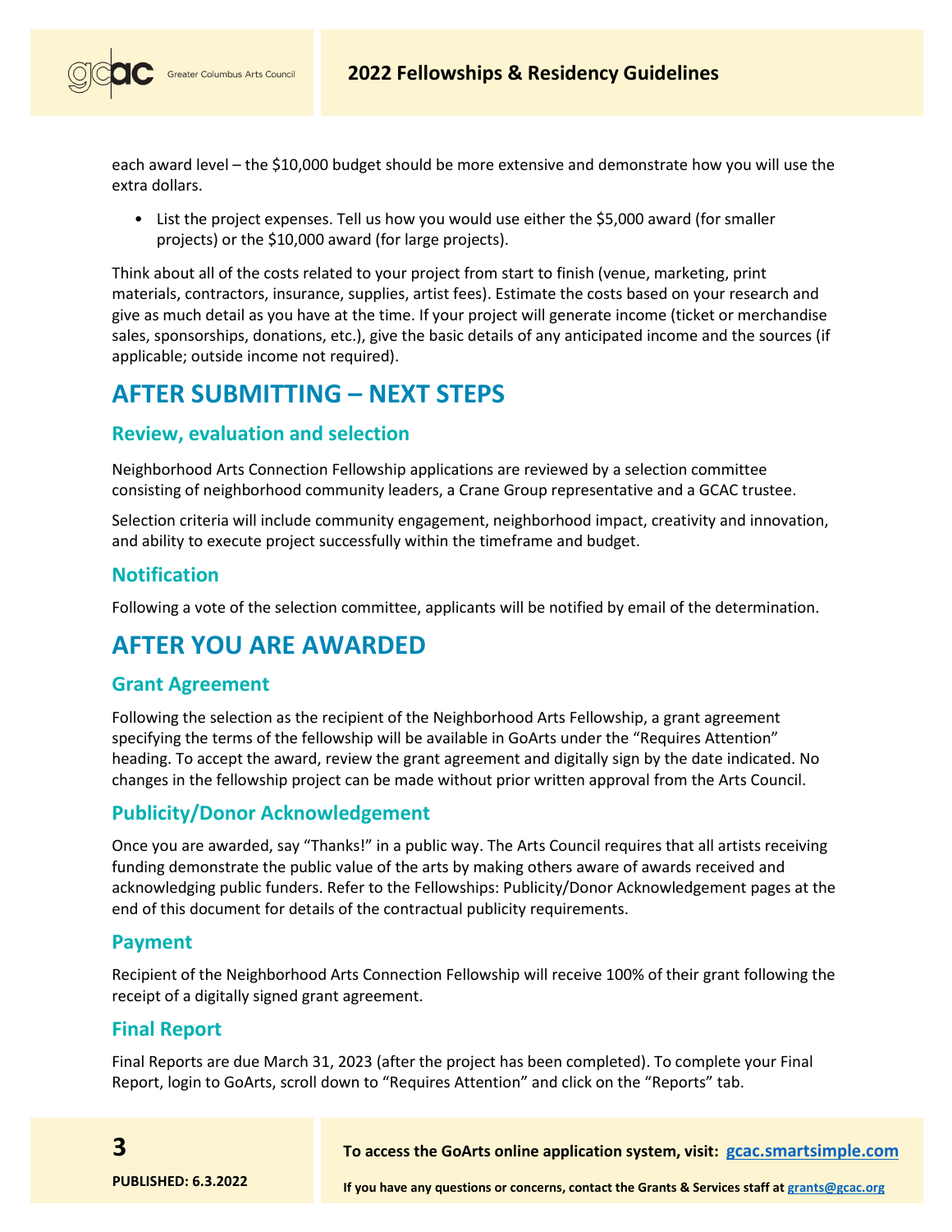each award level – the $10,000 budget should be more extensive and demonstrate how you will use the extra dollars.

- List the project expenses. Tell us how you would use either the $5,000 award (for smaller projects) or the $10,000 award (for large projects).

Think about all of the costs related to your project from start to finish (venue, marketing, print materials, contractors, insurance, supplies, artist fees). Estimate the costs based on your research and give as much detail as you have at the time. If your project will generate income (ticket or merchandise sales, sponsorships, donations, etc.), give the basic details of any anticipated income and the sources (if applicable; outside income not required).

# AFTER SUBMITTING – NEXT STEPS

## Review, evaluation and selection

Neighborhood Arts Connection Fellowship applications are reviewed by a selection committee consisting of neighborhood community leaders, a Crane Group representative and a GCAC trustee.

Selection criteria will include community engagement, neighborhood impact, creativity and innovation, and ability to execute project successfully within the timeframe and budget.

## Notification

Following a vote of the selection committee, applicants will be notified by email of the determination.

# AFTER YOU ARE AWARDED

## Grant Agreement

Following the selection as the recipient of the Neighborhood Arts Fellowship, a grant agreement specifying the terms of the fellowship will be available in GoArts under the "Requires Attention" heading. To accept the award, review the grant agreement and digitally sign by the date indicated. No changes in the fellowship project can be made without prior written approval from the Arts Council.

## Publicity/Donor Acknowledgement

Once you are awarded, say "Thanks!" in a public way. The Arts Council requires that all artists receiving funding demonstrate the public value of the arts by making others aware of awards received and acknowledging public funders. Refer to the Fellowships: Publicity/Donor Acknowledgement pages at the end of this document for details of the contractual publicity requirements.

## Payment

Recipient of the Neighborhood Arts Connection Fellowship will receive 100% of their grant following the receipt of a digitally signed grant agreement.

## Final Report

Final Reports are due March 31, 2023 (after the project has been completed). To complete your Final Report, login to GoArts, scroll down to "Requires Attention" and click on the "Reports" tab.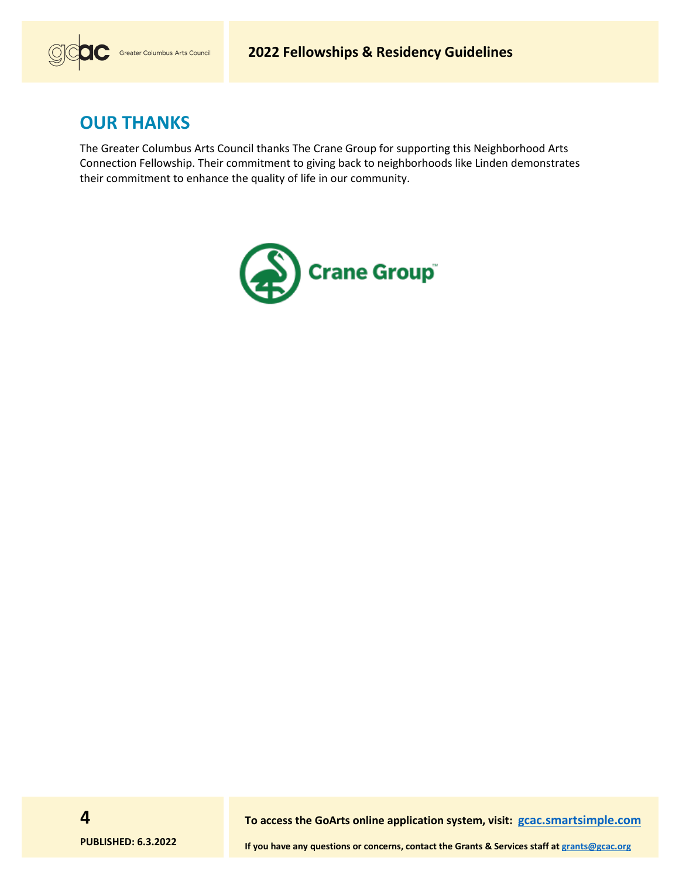## OUR THANKS

The Greater Columbus Arts Council thanks The Crane Group for supporting this Neighborhood Arts Connection Fellowship. Their commitment to giving back to neighborhoods like Linden demonstrates their commitment to enhance the quality of life in our community.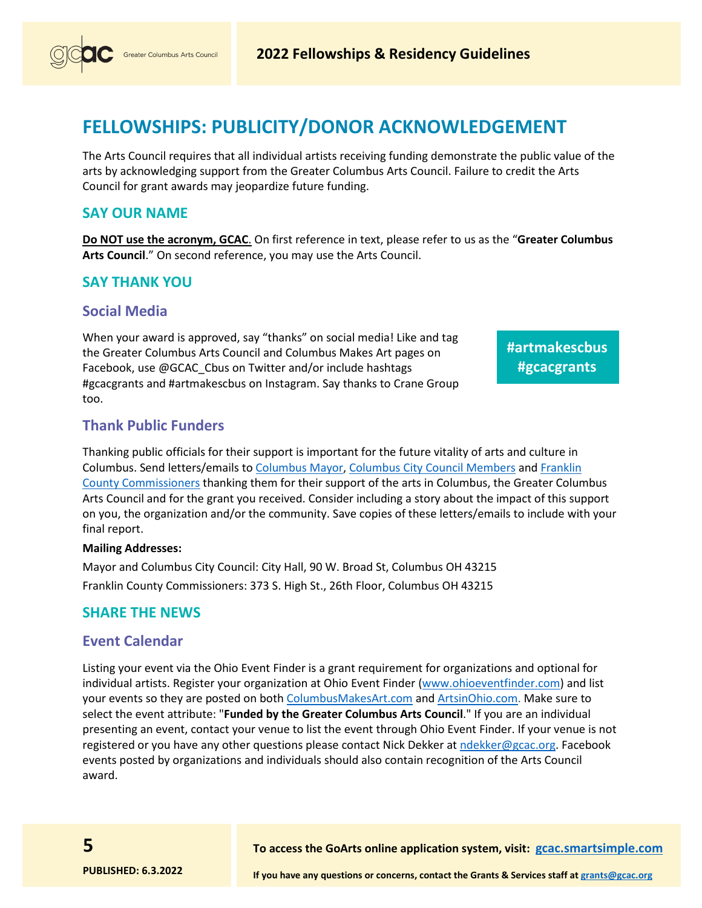# FELLOWSHIPS: PUBLICITY/DONOR ACKNOWLEDGEMENT

The Arts Council requires that all individual artists receiving funding demonstrate the public value of the arts by acknowledging support from the Greater Columbus Arts Council. Failure to credit the Arts Council for grant awards may jeopardize future funding.

## SAY OUR NAME

**Do NOT use the acronym, GCAC**. On first reference in text, please refer to us as the "**Greater Columbus Arts Council**." On second reference, you may use the Arts Council.

## SAY THANK YOU

### Social Media

When your award is approved, say "thanks" on social media! Like and tag the Greater Columbus Arts Council and Columbus Makes Art pages on Facebook, use @GCAC_Cbus on Twitter and/or include hashtags #gcacgrants and #artmakescbus on Instagram. Say thanks to Crane Group too.

**#artmakescbus**
**#gcacgrants**

### Thank Public Funders

Thanking public officials for their support is important for the future vitality of arts and culture in Columbus. Send letters/emails to Columbus Mayor, Columbus City Council Members and Franklin County Commissioners thanking them for their support of the arts in Columbus, the Greater Columbus Arts Council and for the grant you received. Consider including a story about the impact of this support on you, the organization and/or the community. Save copies of these letters/emails to include with your final report.

**Mailing Addresses:**

Mayor and Columbus City Council: City Hall, 90 W. Broad St, Columbus OH 43215

Franklin County Commissioners: 373 S. High St., 26th Floor, Columbus OH 43215

## SHARE THE NEWS

### Event Calendar

Listing your event via the Ohio Event Finder is a grant requirement for organizations and optional for individual artists. Register your organization at Ohio Event Finder (www.ohioeventfinder.com) and list your events so they are posted on both ColumbusMakesArt.com and ArtsinOhio.com. Make sure to select the event attribute: "**Funded by the Greater Columbus Arts Council**." If you are an individual presenting an event, contact your venue to list the event through Ohio Event Finder. If your venue is not registered or you have any other questions please contact Nick Dekker at ndekker@gcac.org. Facebook events posted by organizations and individuals should also contain recognition of the Arts Council award.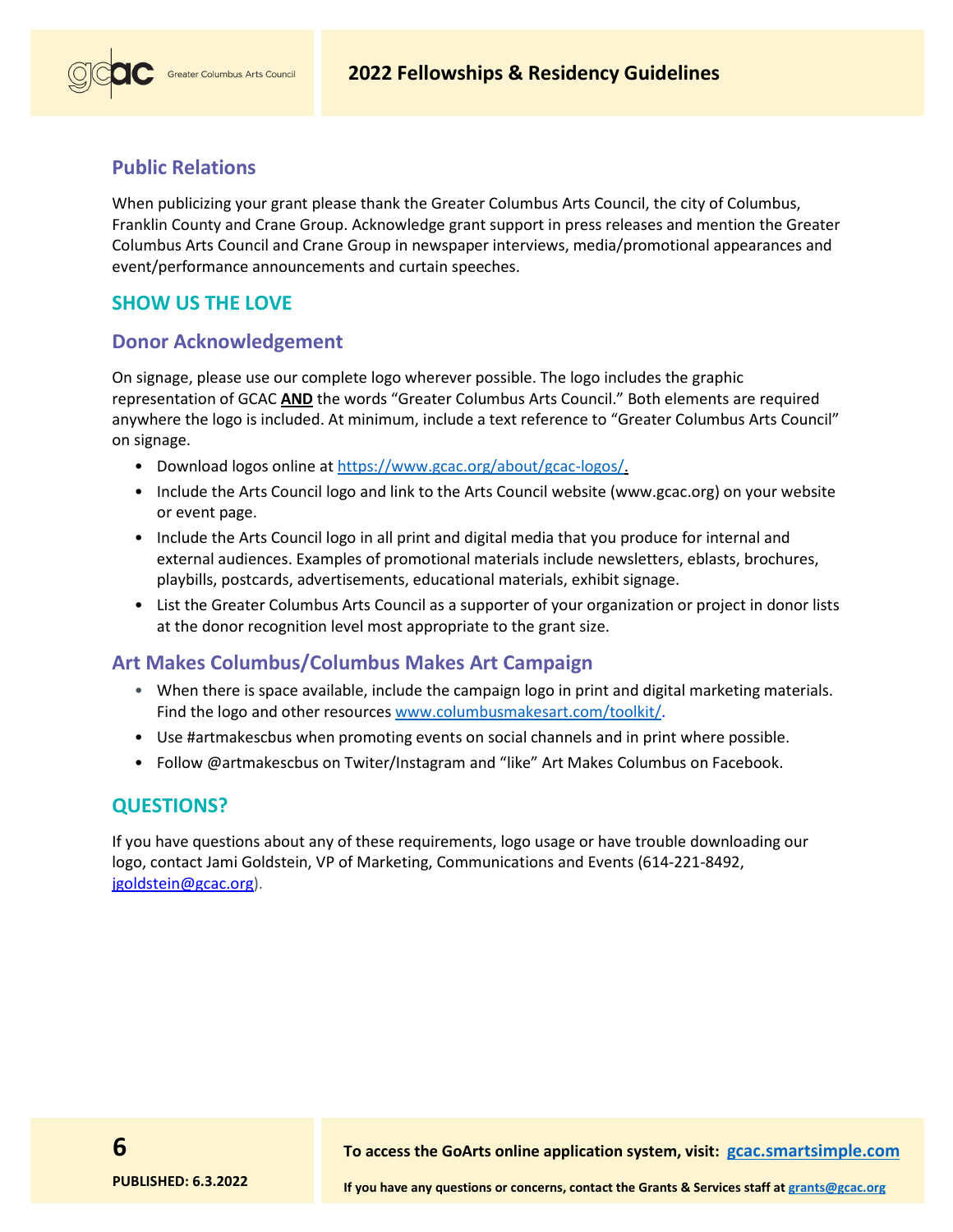## Public Relations

When publicizing your grant please thank the Greater Columbus Arts Council, the city of Columbus, Franklin County and Crane Group. Acknowledge grant support in press releases and mention the Greater Columbus Arts Council and Crane Group in newspaper interviews, media/promotional appearances and event/performance announcements and curtain speeches.

## SHOW US THE LOVE

### Donor Acknowledgement

On signage, please use our complete logo wherever possible. The logo includes the graphic representation of GCAC **AND** the words "Greater Columbus Arts Council." Both elements are required anywhere the logo is included. At minimum, include a text reference to "Greater Columbus Arts Council" on signage.

- Download logos online at https://www.gcac.org/about/gcac-logos/.
- Include the Arts Council logo and link to the Arts Council website (www.gcac.org) on your website or event page.
- Include the Arts Council logo in all print and digital media that you produce for internal and external audiences. Examples of promotional materials include newsletters, eblasts, brochures, playbills, postcards, advertisements, educational materials, exhibit signage.
- List the Greater Columbus Arts Council as a supporter of your organization or project in donor lists at the donor recognition level most appropriate to the grant size.

### Art Makes Columbus/Columbus Makes Art Campaign

- When there is space available, include the campaign logo in print and digital marketing materials. Find the logo and other resources www.columbusmakesart.com/toolkit/.
- Use #artmakescbus when promoting events on social channels and in print where possible.
- Follow @artmakescbus on Twiter/Instagram and "like" Art Makes Columbus on Facebook.

## QUESTIONS?

If you have questions about any of these requirements, logo usage or have trouble downloading our logo, contact Jami Goldstein, VP of Marketing, Communications and Events (614-221-8492, jgoldstein@gcac.org).